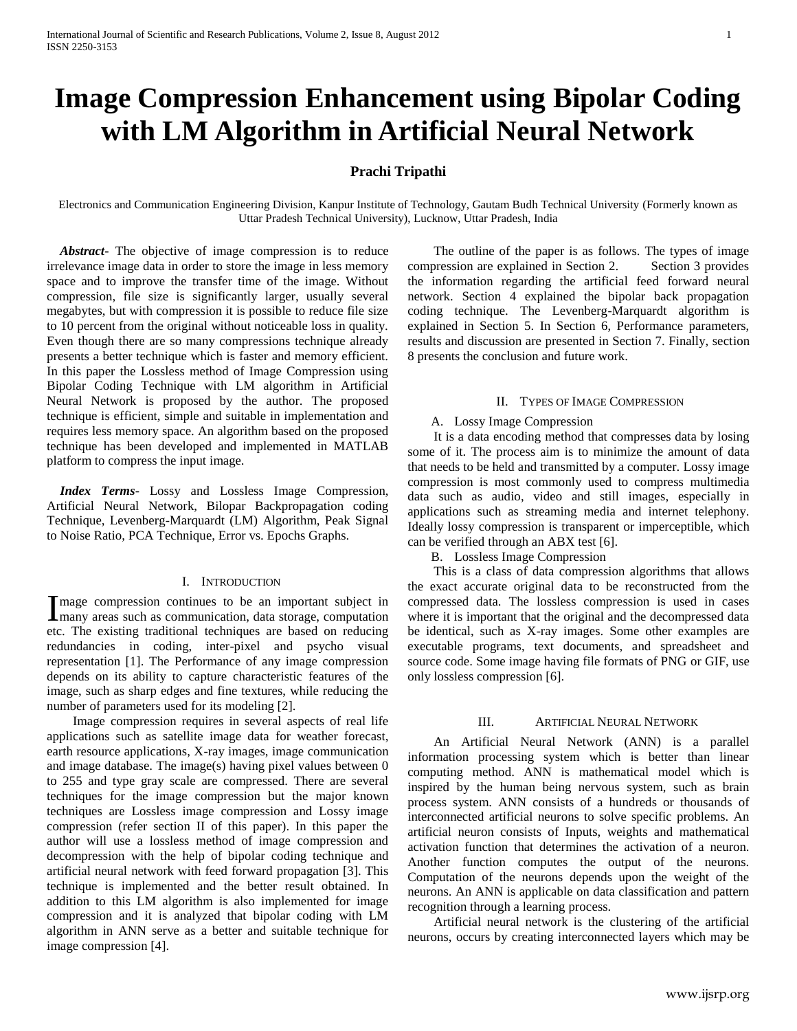# Image Compression Enhancement using Bipolar Coding with LM Algorithm in Artificial Neural Network

**Prachi Tripathi**

Electronics and Communication Engineering Division, Kanpur Institute of Technology, Gautam Budh Technical University (Formerly known as Uttar Pradesh Technical University), Lucknow, Uttar Pradesh, India

***Abstract-*** The objective of image compression is to reduce irrelevance image data in order to store the image in less memory space and to improve the transfer time of the image. Without compression, file size is significantly larger, usually several megabytes, but with compression it is possible to reduce file size to 10 percent from the original without noticeable loss in quality. Even though there are so many compressions technique already presents a better technique which is faster and memory efficient. In this paper the Lossless method of Image Compression using Bipolar Coding Technique with LM algorithm in Artificial Neural Network is proposed by the author. The proposed technique is efficient, simple and suitable in implementation and requires less memory space. An algorithm based on the proposed technique has been developed and implemented in MATLAB platform to compress the input image.

***Index Terms*-** Lossy and Lossless Image Compression, Artificial Neural Network, Bilopar Backpropagation coding Technique, Levenberg-Marquardt (LM) Algorithm, Peak Signal to Noise Ratio, PCA Technique, Error vs. Epochs Graphs.

## I. Introduction

Image compression continues to be an important subject in many areas such as communication, data storage, computation etc. The existing traditional techniques are based on reducing redundancies in coding, inter-pixel and psycho visual representation [1]. The Performance of any image compression depends on its ability to capture characteristic features of the image, such as sharp edges and fine textures, while reducing the number of parameters used for its modeling [2].

Image compression requires in several aspects of real life applications such as satellite image data for weather forecast, earth resource applications, X-ray images, image communication and image database. The image(s) having pixel values between 0 to 255 and type gray scale are compressed. There are several techniques for the image compression but the major known techniques are Lossless image compression and Lossy image compression (refer section II of this paper). In this paper the author will use a lossless method of image compression and decompression with the help of bipolar coding technique and artificial neural network with feed forward propagation [3]. This technique is implemented and the better result obtained. In addition to this LM algorithm is also implemented for image compression and it is analyzed that bipolar coding with LM algorithm in ANN serve as a better and suitable technique for image compression [4].

The outline of the paper is as follows. The types of image compression are explained in Section 2. Section 3 provides the information regarding the artificial feed forward neural network. Section 4 explained the bipolar back propagation coding technique. The Levenberg-Marquardt algorithm is explained in Section 5. In Section 6, Performance parameters, results and discussion are presented in Section 7. Finally, section 8 presents the conclusion and future work.

## II. Types of Image Compression

### A. Lossy Image Compression

It is a data encoding method that compresses data by losing some of it. The process aim is to minimize the amount of data that needs to be held and transmitted by a computer. Lossy image compression is most commonly used to compress multimedia data such as audio, video and still images, especially in applications such as streaming media and internet telephony. Ideally lossy compression is transparent or imperceptible, which can be verified through an ABX test [6].

### B. Lossless Image Compression

This is a class of data compression algorithms that allows the exact accurate original data to be reconstructed from the compressed data. The lossless compression is used in cases where it is important that the original and the decompressed data be identical, such as X-ray images. Some other examples are executable programs, text documents, and spreadsheet and source code. Some image having file formats of PNG or GIF, use only lossless compression [6].

## III. Artificial Neural Network

An Artificial Neural Network (ANN) is a parallel information processing system which is better than linear computing method. ANN is mathematical model which is inspired by the human being nervous system, such as brain process system. ANN consists of a hundreds or thousands of interconnected artificial neurons to solve specific problems. An artificial neuron consists of Inputs, weights and mathematical activation function that determines the activation of a neuron. Another function computes the output of the neurons. Computation of the neurons depends upon the weight of the neurons. An ANN is applicable on data classification and pattern recognition through a learning process.

Artificial neural network is the clustering of the artificial neurons, occurs by creating interconnected layers which may be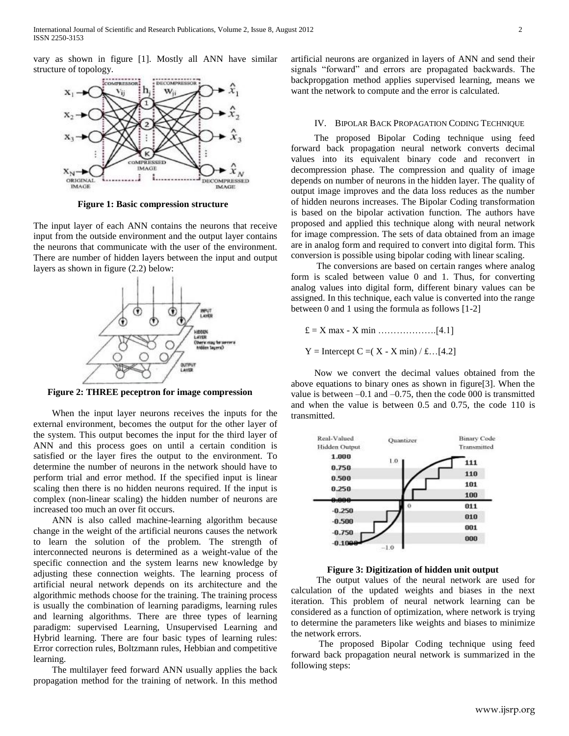vary as shown in figure [1]. Mostly all ANN have similar structure of topology.

**Figure 1: Basic compression structure**

The input layer of each ANN contains the neurons that receive input from the outside environment and the output layer contains the neurons that communicate with the user of the environment. There are number of hidden layers between the input and output layers as shown in figure (2.2) below:

**Figure 2: THREE peceptron for image compression**

When the input layer neurons receives the inputs for the external environment, becomes the output for the other layer of the system. This output becomes the input for the third layer of ANN and this process goes on until a certain condition is satisfied or the layer fires the output to the environment. To determine the number of neurons in the network should have to perform trial and error method. If the specified input is linear scaling then there is no hidden neurons required. If the input is complex (non-linear scaling) the hidden number of neurons are increased too much an over fit occurs.

ANN is also called machine-learning algorithm because change in the weight of the artificial neurons causes the network to learn the solution of the problem. The strength of interconnected neurons is determined as a weight-value of the specific connection and the system learns new knowledge by adjusting these connection weights. The learning process of artificial neural network depends on its architecture and the algorithmic methods choose for the training. The training process is usually the combination of learning paradigms, learning rules and learning algorithms. There are three types of learning paradigm: supervised Learning, Unsupervised Learning and Hybrid learning. There are four basic types of learning rules: Error correction rules, Boltzmann rules, Hebbian and competitive learning.

The multilayer feed forward ANN usually applies the back propagation method for the training of network. In this method artificial neurons are organized in layers of ANN and send their signals "forward" and errors are propagated backwards. The backpropgation method applies supervised learning, means we want the network to compute and the error is calculated.

## IV. Bipolar Back Propagation Coding Technique

The proposed Bipolar Coding technique using feed forward back propagation neural network converts decimal values into its equivalent binary code and reconvert in decompression phase. The compression and quality of image depends on number of neurons in the hidden layer. The quality of output image improves and the data loss reduces as the number of hidden neurons increases. The Bipolar Coding transformation is based on the bipolar activation function. The authors have proposed and applied this technique along with neural network for image compression. The sets of data obtained from an image are in analog form and required to convert into digital form. This conversion is possible using bipolar coding with linear scaling.

The conversions are based on certain ranges where analog form is scaled between value 0 and 1. Thus, for converting analog values into digital form, different binary values can be assigned. In this technique, each value is converted into the range between 0 and 1 using the formula as follows [1-2]

$£ = X\ max - X\ min$ ……………….[4.1]

$Y =$ Intercept $C = (X - X\ min) / £$…[4.2]

Now we convert the decimal values obtained from the above equations to binary ones as shown in figure[3]. When the value is between –0.1 and –0.75, then the code 000 is transmitted and when the value is between 0.5 and 0.75, the code 110 is transmitted.

**Figure 3: Digitization of hidden unit output**

The output values of the neural network are used for calculation of the updated weights and biases in the next iteration. This problem of neural network learning can be considered as a function of optimization, where network is trying to determine the parameters like weights and biases to minimize the network errors.

The proposed Bipolar Coding technique using feed forward back propagation neural network is summarized in the following steps: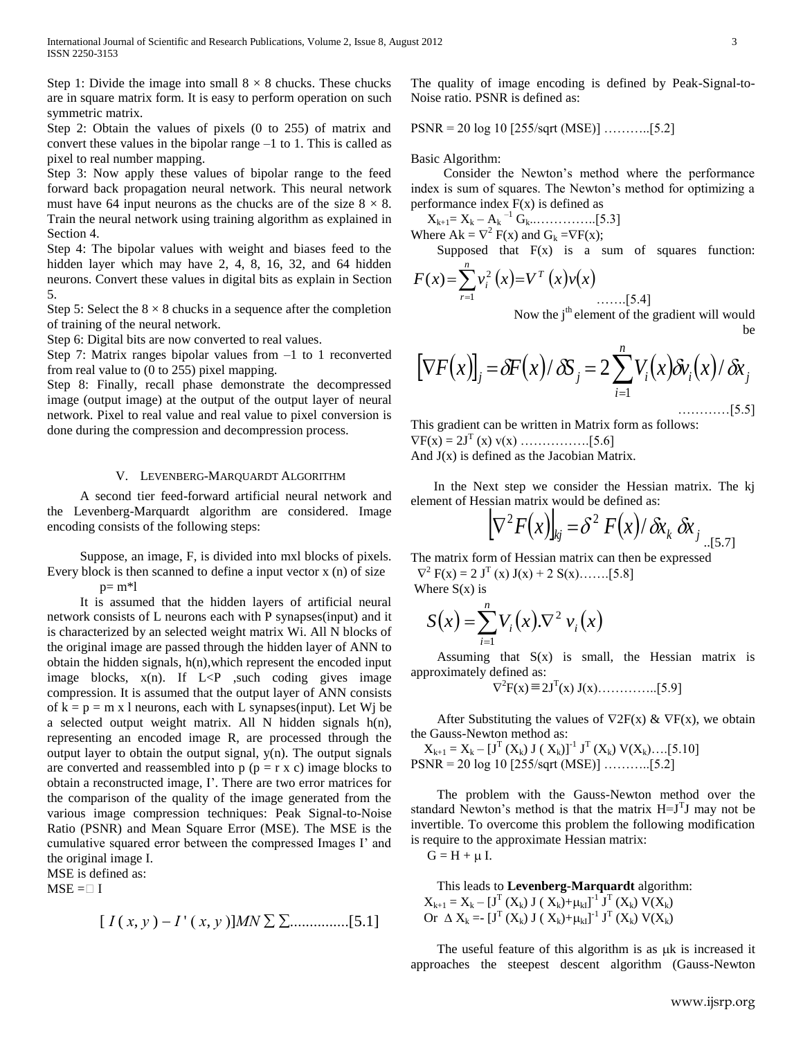Step 1: Divide the image into small 8 × 8 chucks. These chucks are in square matrix form. It is easy to perform operation on such symmetric matrix.

Step 2: Obtain the values of pixels (0 to 255) of matrix and convert these values in the bipolar range –1 to 1. This is called as pixel to real number mapping.

Step 3: Now apply these values of bipolar range to the feed forward back propagation neural network. This neural network must have 64 input neurons as the chucks are of the size 8 × 8. Train the neural network using training algorithm as explained in Section 4.

Step 4: The bipolar values with weight and biases feed to the hidden layer which may have 2, 4, 8, 16, 32, and 64 hidden neurons. Convert these values in digital bits as explain in Section 5.

Step 5: Select the 8 × 8 chucks in a sequence after the completion of training of the neural network.

Step 6: Digital bits are now converted to real values.

Step 7: Matrix ranges bipolar values from –1 to 1 reconverted from real value to (0 to 255) pixel mapping.

Step 8: Finally, recall phase demonstrate the decompressed image (output image) at the output of the output layer of neural network. Pixel to real value and real value to pixel conversion is done during the compression and decompression process.

## V. Levenberg-Marquardt Algorithm

A second tier feed-forward artificial neural network and the Levenberg-Marquardt algorithm are considered. Image encoding consists of the following steps:

Suppose, an image, F, is divided into mxl blocks of pixels. Every block is then scanned to define a input vector x (n) of size

p= m*l

It is assumed that the hidden layers of artificial neural network consists of L neurons each with P synapses(input) and it is characterized by an selected weight matrix Wi. All N blocks of the original image are passed through the hidden layer of ANN to obtain the hidden signals, h(n),which represent the encoded input image blocks, x(n). If L<P ,such coding gives image compression. It is assumed that the output layer of ANN consists of k = p = m x l neurons, each with L synapses(input). Let Wj be a selected output weight matrix. All N hidden signals h(n), representing an encoded image R, are processed through the output layer to obtain the output signal, y(n). The output signals are converted and reassembled into p (p = r x c) image blocks to obtain a reconstructed image, I’. There are two error matrices for the comparison of the quality of the image generated from the various image compression techniques: Peak Signal-to-Noise Ratio (PSNR) and Mean Square Error (MSE). The MSE is the cumulative squared error between the compressed Images I’ and the original image I.

MSE is defined as:

MSE =□ I

$$[\, I(x, y) - I'(x, y)]MN \sum \sum \text{..............}[5.1]$$

The quality of image encoding is defined by Peak-Signal-to-Noise ratio. PSNR is defined as:

PSNR = 20 log 10 [255/sqrt (MSE)] ………..[5.2]

Basic Algorithm:

Consider the Newton’s method where the performance index is sum of squares. The Newton’s method for optimizing a performance index F(x) is defined as

$X_{k+1} = X_k - A_k^{-1} G_k$……………..[5.3]

Where $A_k = \nabla^2 F(x)$ and $G_k = \nabla F(x)$;

Supposed that F(x) is a sum of squares function:

$$F(x) = \sum_{r=1}^{n} v_i^2(x) = V^T(x)v(x) \quad \text{.......[5.4]}$$

Now the j[th] element of the gradient will would be

$$[\nabla F(x)]_j = \delta F(x)/\delta S_j = 2\sum_{i=1}^{n} V_i(x)\delta v_i(x)/\delta x_j \quad \text{............[5.5]}$$

This gradient can be written in Matrix form as follows:

$\nabla F(x) = 2J^T(x)\, v(x)$ …………….[5.6]

And J(x) is defined as the Jacobian Matrix.

In the Next step we consider the Hessian matrix. The kj element of Hessian matrix would be defined as:

$$\left[\nabla^2 F(x)\right]_{kj} = \delta^2 F(x)/\delta x_k\, \delta x_j \quad \text{..[5.7]}$$

The matrix form of Hessian matrix can then be expressed

$\nabla^2 F(x) = 2\, J^T(x)\, J(x) + 2\, S(x)$…….[5.8]

Where S(x) is

$$S(x) = \sum_{i=1}^{n} V_i(x).\nabla^2 v_i(x)$$

Assuming that S(x) is small, the Hessian matrix is approximately defined as:

$$\nabla^2 F(x) \equiv 2J^T(x)\, J(x) \text{…………..[5.9]}$$

After Substituting the values of ∇2F(x) & ∇F(x), we obtain the Gauss-Newton method as:

$X_{k+1} = X_k - [J^T(X_k)\, J(X_k)]^{-1} J^T(X_k)\, V(X_k)$….[5.10]

PSNR = 20 log 10 [255/sqrt (MSE)] ………..[5.2]

The problem with the Gauss-Newton method over the standard Newton’s method is that the matrix $H=J^TJ$ may not be invertible. To overcome this problem the following modification is require to the approximate Hessian matrix:

$G = H + \mu I$.

This leads to **Levenberg-Marquardt** algorithm:

$X_{k+1} = X_k - [J^T(X_k)\, J(X_k) + \mu_k I]^{-1} J^T(X_k)\, V(X_k)$

Or $\Delta X_k = -[J^T(X_k)\, J(X_k) + \mu_k I]^{-1} J^T(X_k)\, V(X_k)$

The useful feature of this algorithm is as μk is increased it approaches the steepest descent algorithm (Gauss-Newton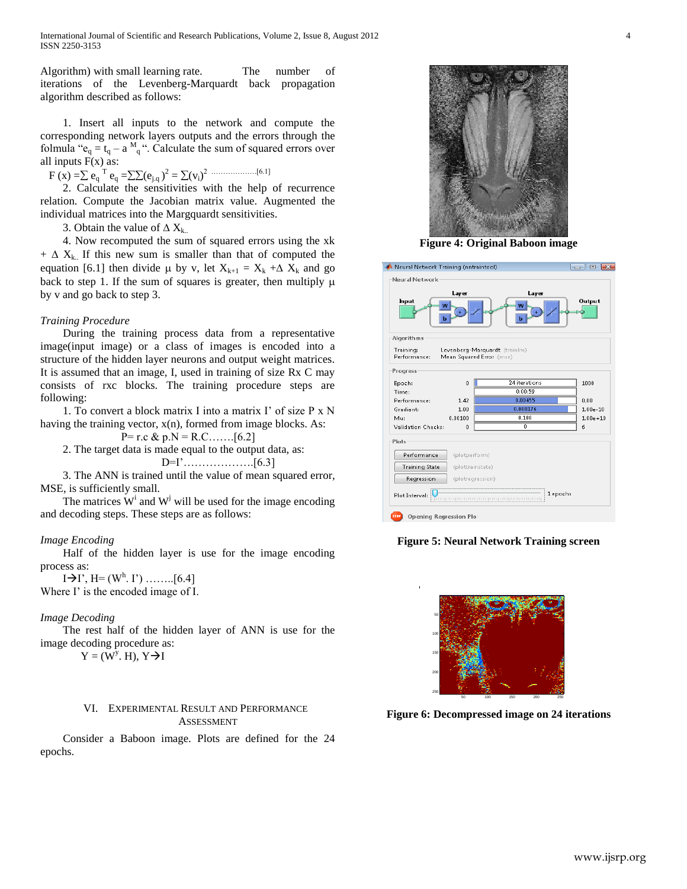Algorithm) with small learning rate. The number of iterations of the Levenberg-Marquardt back propagation algorithm described as follows:

1. Insert all inputs to the network and compute the corresponding network layers outputs and the errors through the folmula "$e_q = t_q - a^M_q$". Calculate the sum of squared errors over all inputs F(x) as:

$$F(x) = \sum e_q^T e_q = \sum\sum (e_{j,q})^2 = \sum (v_i)^2 \quad \text{[6.1]}$$

2. Calculate the sensitivities with the help of recurrence relation. Compute the Jacobian matrix value. Augmented the individual matrices into the Margquardt sensitivities.

3. Obtain the value of $\Delta X_k$.

4. Now recomputed the sum of squared errors using the xk + $\Delta X_k$. If this new sum is smaller than that of computed the equation [6.1] then divide μ by v, let $X_{k+1} = X_k + \Delta X_k$ and go back to step 1. If the sum of squares is greater, then multiply μ by v and go back to step 3.

*Training Procedure*

During the training process data from a representative image(input image) or a class of images is encoded into a structure of the hidden layer neurons and output weight matrices. It is assumed that an image, I, used in training of size R x C may consists of rxc blocks. The training procedure steps are following:

1. To convert a block matrix I into a matrix I' of size P x N having the training vector, x(n), formed from image blocks. As:

$$P = r.c \ \& \ p.N = R.C \quad \text{[6.2]}$$

2. The target data is made equal to the output data, as:

$$D = I' \quad \text{[6.3]}$$

3. The ANN is trained until the value of mean squared error, MSE, is sufficiently small.

The matrices $W^i$ and $W^j$ will be used for the image encoding and decoding steps. These steps are as follows:

*Image Encoding*

Half of the hidden layer is use for the image encoding process as:

$$I \rightarrow I', \ H = (W^h . I') \quad \text{[6.4]}$$

Where I' is the encoded image of I.

*Image Decoding*

The rest half of the hidden layer of ANN is use for the image decoding procedure as:

$$Y = (W^y . H), \ Y \rightarrow I$$

## VI. Experimental Result and Performance Assessment

Consider a Baboon image. Plots are defined for the 24 epochs.

**Figure 4: Original Baboon image**

**Figure 5: Neural Network Training screen**

**Figure 6: Decompressed image on 24 iterations**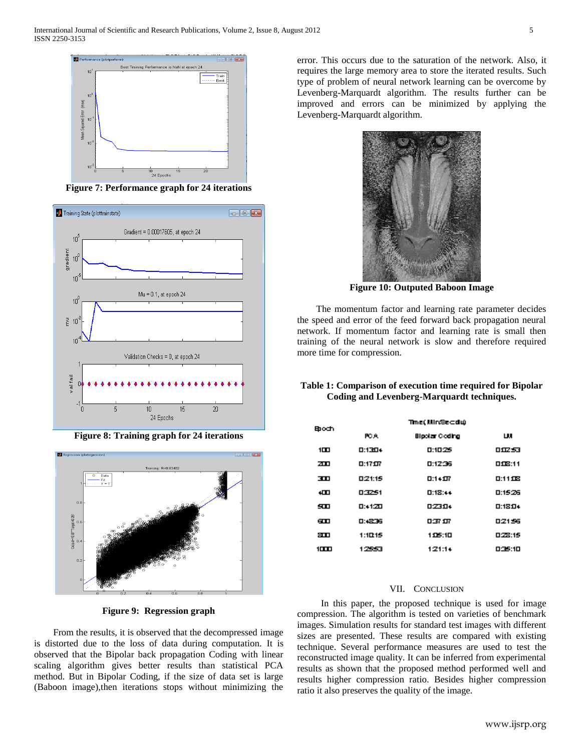Figure 7: Performance graph for 24 iterations

Figure 8: Training graph for 24 iterations

Figure 9: Regression graph

From the results, it is observed that the decompressed image is distorted due to the loss of data during computation. It is observed that the Bipolar back propagation Coding with linear scaling algorithm gives better results than statistical PCA method. But in Bipolar Coding, if the size of data set is large (Baboon image),then iterations stops without minimizing the error. This occurs due to the saturation of the network. Also, it requires the large memory area to store the iterated results. Such type of problem of neural network learning can be overcome by Levenberg-Marquardt algorithm. The results further can be improved and errors can be minimized by applying the Levenberg-Marquardt algorithm.

**Figure 10: Outputed Baboon Image**

The momentum factor and learning rate parameter decides the speed and error of the feed forward back propagation neural network. If momentum factor and learning rate is small then training of the neural network is slow and therefore required more time for compression.

**Table 1: Comparison of execution time required for Bipolar Coding and Levenberg-Marquardt techniques.**

| Epoch | Time( Min:Sec:Mil) | | |
|---|---|---|---|
| | PCA | Bipolar Coding | LM |
| 100 | 0:13:04 | 0:10:25 | 0:02:53 |
| 200 | 0:17:07 | 0:12:36 | 0:08:11 |
| 300 | 0:21:15 | 0:14:07 | 0:11:08 |
| 400 | 0:32:51 | 0:18:44 | 0:15:26 |
| 500 | 0:41:20 | 0:23:04 | 0:18:04 |
| 600 | 0:48:36 | 0:37:07 | 0:21:56 |
| 800 | 1:10:15 | 1:05:10 | 0:28:15 |
| 1000 | 1:25:53 | 1:21:14 | 0:35:10 |

## VII. CONCLUSION

In this paper, the proposed technique is used for image compression. The algorithm is tested on varieties of benchmark images. Simulation results for standard test images with different sizes are presented. These results are compared with existing technique. Several performance measures are used to test the reconstructed image quality. It can be inferred from experimental results as shown that the proposed method performed well and results higher compression ratio. Besides higher compression ratio it also preserves the quality of the image.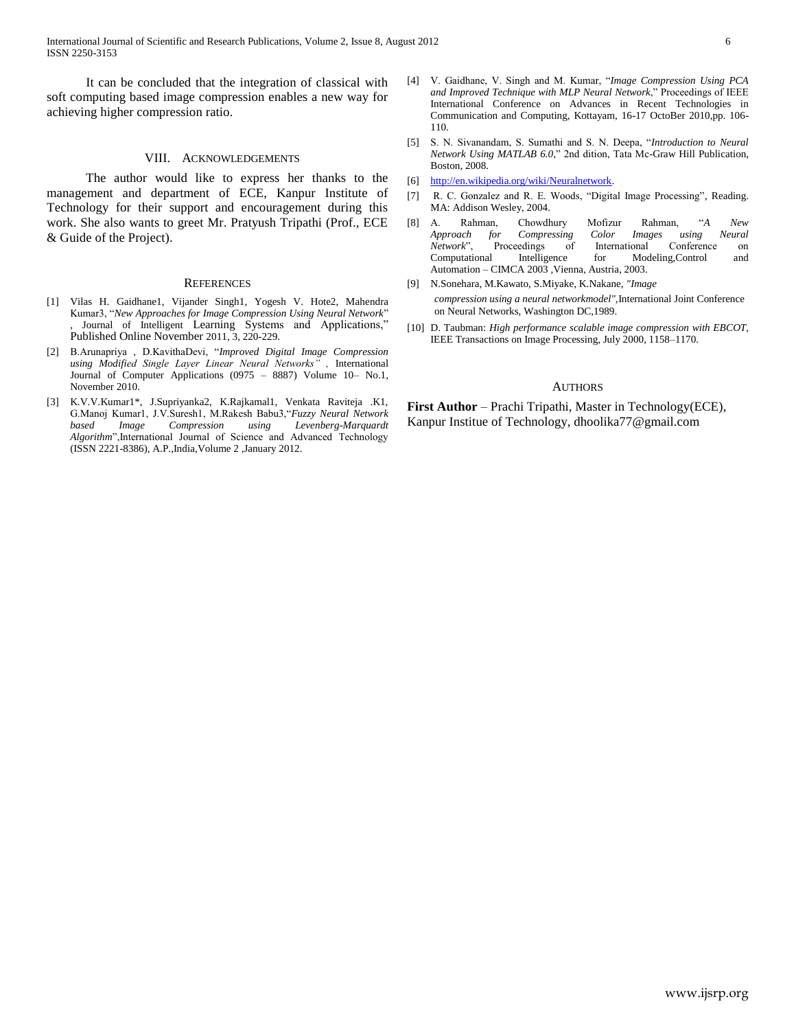It can be concluded that the integration of classical with soft computing based image compression enables a new way for achieving higher compression ratio.

## VIII. Acknowledgements

The author would like to express her thanks to the management and department of ECE, Kanpur Institute of Technology for their support and encouragement during this work. She also wants to greet Mr. Pratyush Tripathi (Prof., ECE & Guide of the Project).

## References

[1] Vilas H. Gaidhane1, Vijander Singh1, Yogesh V. Hote2, Mahendra Kumar3, "*New Approaches for Image Compression Using Neural Network*" , Journal of Intelligent Learning Systems and Applications," Published Online November 2011, 3, 220-229.

[2] B.Arunapriya , D.KavithaDevi, "*Improved Digital Image Compression using Modified Single Layer Linear Neural Networks" ,* International Journal of Computer Applications (0975 – 8887) Volume 10– No.1, November 2010.

[3] K.V.V.Kumar1*, J.Supriyanka2, K.Rajkamal1, Venkata Raviteja .K1, G.Manoj Kumar1, J.V.Suresh1, M.Rakesh Babu3,"*Fuzzy Neural Network based Image Compression using Levenberg-Marquardt Algorithm*",International Journal of Science and Advanced Technology (ISSN 2221-8386), A.P.,India,Volume 2 ,January 2012.

[4] V. Gaidhane, V. Singh and M. Kumar, "*Image Compression Using PCA and Improved Technique with MLP Neural Network*," Proceedings of IEEE International Conference on Advances in Recent Technologies in Communication and Computing, Kottayam, 16-17 OctoBer 2010,pp. 106-110.

[5] S. N. Sivanandam, S. Sumathi and S. N. Deepa, "*Introduction to Neural Network Using MATLAB 6.0*," 2nd dition, Tata Mc-Graw Hill Publication, Boston, 2008.

[6] http://en.wikipedia.org/wiki/Neuralnetwork.

[7] R. C. Gonzalez and R. E. Woods, "Digital Image Processing", Reading. MA: Addison Wesley, 2004.

[8] A. Rahman, Chowdhury Mofizur Rahman, "*A New Approach for Compressing Color Images using Neural Network*", Proceedings of International Conference on Computational Intelligence for Modeling,Control and Automation – CIMCA 2003 ,Vienna, Austria, 2003.

[9] N.Sonehara, M.Kawato, S.Miyake, K.Nakane, *"Image compression using a neural networkmodel",*International Joint Conference on Neural Networks, Washington DC,1989.

[10] D. Taubman: *High performance scalable image compression with EBCOT*, IEEE Transactions on Image Processing, July 2000, 1158–1170.

## Authors

**First Author** – Prachi Tripathi, Master in Technology(ECE), Kanpur Institue of Technology, dhoolika77@gmail.com